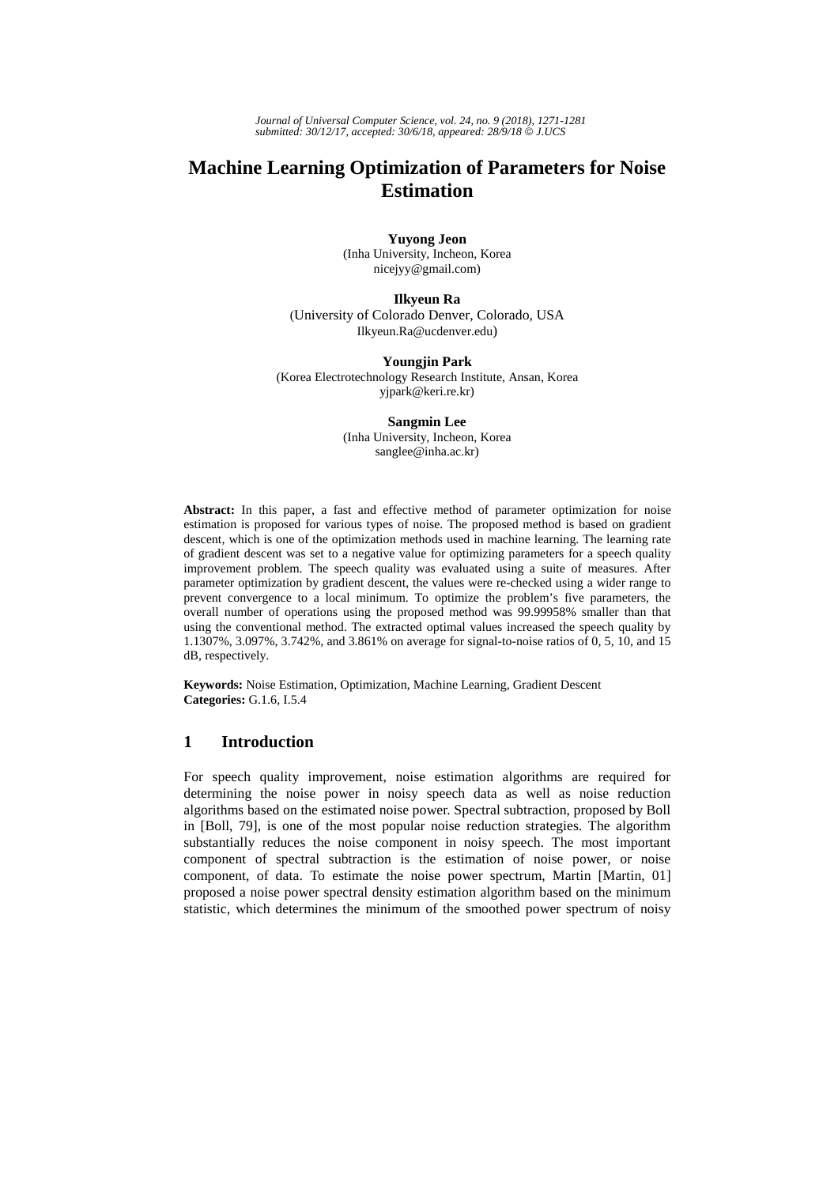# Machine Learning Optimization of Parameters for Noise Estimation

**Yuyong Jeon**
(Inha University, Incheon, Korea
nicejyy@gmail.com)

**Ilkyeun Ra**
(University of Colorado Denver, Colorado, USA
Ilkyeun.Ra@ucdenver.edu)

**Youngjin Park**
(Korea Electrotechnology Research Institute, Ansan, Korea
yjpark@keri.re.kr)

**Sangmin Lee**
(Inha University, Incheon, Korea
sanglee@inha.ac.kr)

**Abstract:** In this paper, a fast and effective method of parameter optimization for noise estimation is proposed for various types of noise. The proposed method is based on gradient descent, which is one of the optimization methods used in machine learning. The learning rate of gradient descent was set to a negative value for optimizing parameters for a speech quality improvement problem. The speech quality was evaluated using a suite of measures. After parameter optimization by gradient descent, the values were re-checked using a wider range to prevent convergence to a local minimum. To optimize the problem's five parameters, the overall number of operations using the proposed method was 99.99958% smaller than that using the conventional method. The extracted optimal values increased the speech quality by 1.1307%, 3.097%, 3.742%, and 3.861% on average for signal-to-noise ratios of 0, 5, 10, and 15 dB, respectively.

**Keywords:** Noise Estimation, Optimization, Machine Learning, Gradient Descent
**Categories:** G.1.6, I.5.4

## 1 Introduction

For speech quality improvement, noise estimation algorithms are required for determining the noise power in noisy speech data as well as noise reduction algorithms based on the estimated noise power. Spectral subtraction, proposed by Boll in [Boll, 79], is one of the most popular noise reduction strategies. The algorithm substantially reduces the noise component in noisy speech. The most important component of spectral subtraction is the estimation of noise power, or noise component, of data. To estimate the noise power spectrum, Martin [Martin, 01] proposed a noise power spectral density estimation algorithm based on the minimum statistic, which determines the minimum of the smoothed power spectrum of noisy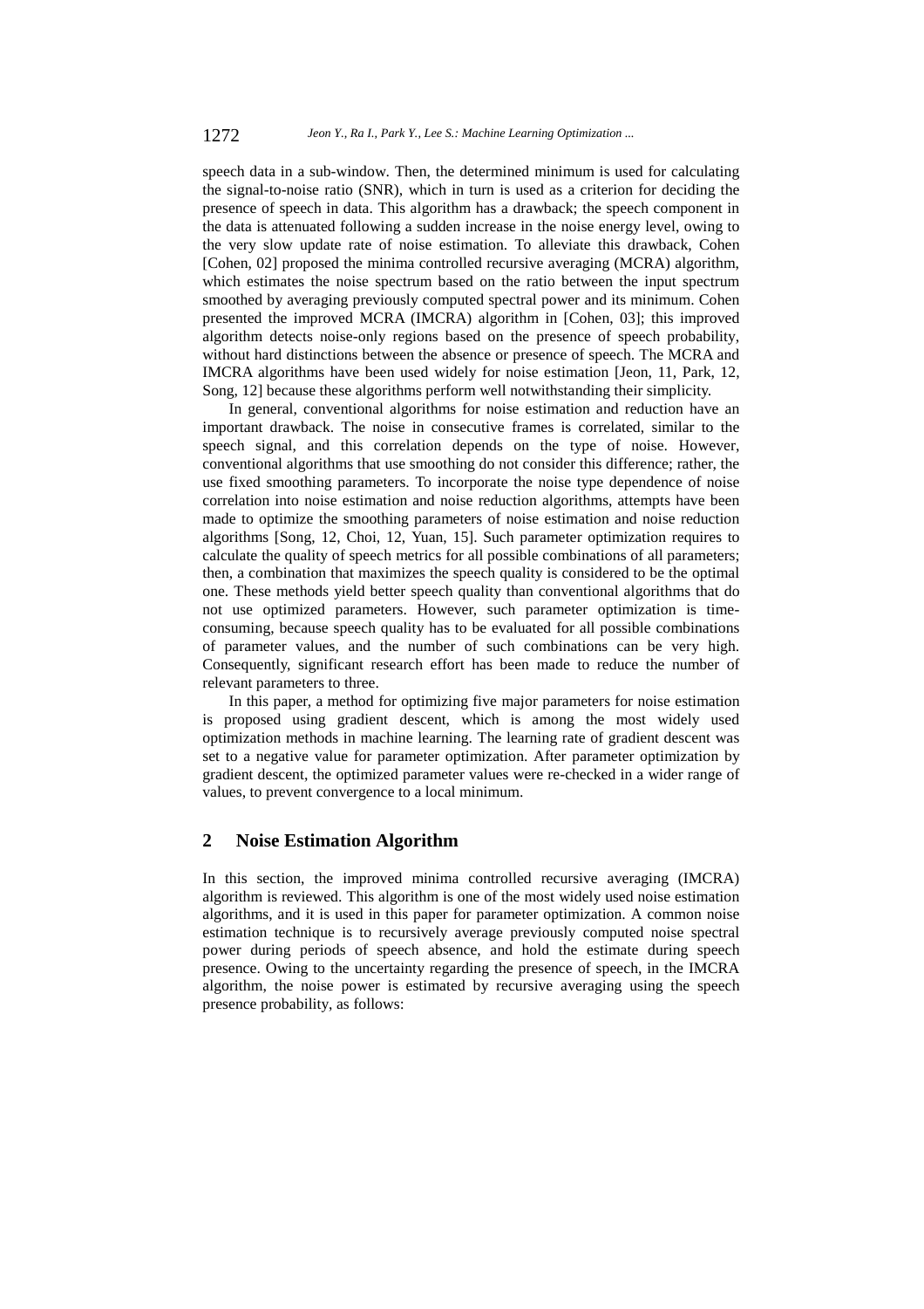speech data in a sub-window. Then, the determined minimum is used for calculating the signal-to-noise ratio (SNR), which in turn is used as a criterion for deciding the presence of speech in data. This algorithm has a drawback; the speech component in the data is attenuated following a sudden increase in the noise energy level, owing to the very slow update rate of noise estimation. To alleviate this drawback, Cohen [Cohen, 02] proposed the minima controlled recursive averaging (MCRA) algorithm, which estimates the noise spectrum based on the ratio between the input spectrum smoothed by averaging previously computed spectral power and its minimum. Cohen presented the improved MCRA (IMCRA) algorithm in [Cohen, 03]; this improved algorithm detects noise-only regions based on the presence of speech probability, without hard distinctions between the absence or presence of speech. The MCRA and IMCRA algorithms have been used widely for noise estimation [Jeon, 11, Park, 12, Song, 12] because these algorithms perform well notwithstanding their simplicity.

In general, conventional algorithms for noise estimation and reduction have an important drawback. The noise in consecutive frames is correlated, similar to the speech signal, and this correlation depends on the type of noise. However, conventional algorithms that use smoothing do not consider this difference; rather, the use fixed smoothing parameters. To incorporate the noise type dependence of noise correlation into noise estimation and noise reduction algorithms, attempts have been made to optimize the smoothing parameters of noise estimation and noise reduction algorithms [Song, 12, Choi, 12, Yuan, 15]. Such parameter optimization requires to calculate the quality of speech metrics for all possible combinations of all parameters; then, a combination that maximizes the speech quality is considered to be the optimal one. These methods yield better speech quality than conventional algorithms that do not use optimized parameters. However, such parameter optimization is time-consuming, because speech quality has to be evaluated for all possible combinations of parameter values, and the number of such combinations can be very high. Consequently, significant research effort has been made to reduce the number of relevant parameters to three.

In this paper, a method for optimizing five major parameters for noise estimation is proposed using gradient descent, which is among the most widely used optimization methods in machine learning. The learning rate of gradient descent was set to a negative value for parameter optimization. After parameter optimization by gradient descent, the optimized parameter values were re-checked in a wider range of values, to prevent convergence to a local minimum.

## 2 Noise Estimation Algorithm

In this section, the improved minima controlled recursive averaging (IMCRA) algorithm is reviewed. This algorithm is one of the most widely used noise estimation algorithms, and it is used in this paper for parameter optimization. A common noise estimation technique is to recursively average previously computed noise spectral power during periods of speech absence, and hold the estimate during speech presence. Owing to the uncertainty regarding the presence of speech, in the IMCRA algorithm, the noise power is estimated by recursive averaging using the speech presence probability, as follows: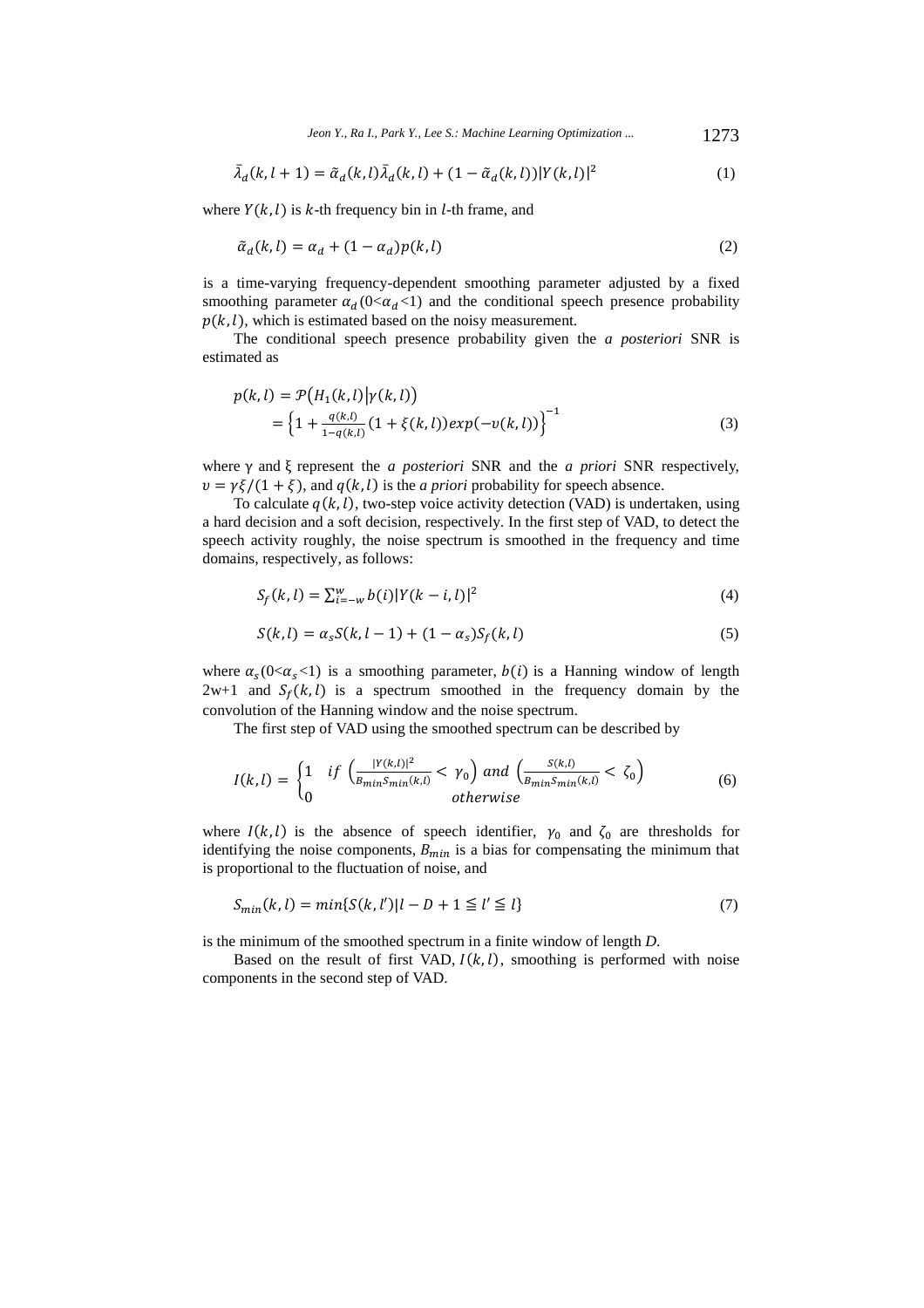$$\bar{\lambda}_d(k, l+1) = \tilde{\alpha}_d(k,l)\bar{\lambda}_d(k,l) + (1 - \tilde{\alpha}_d(k,l))|Y(k,l)|^2 \tag{1}$$

where $Y(k,l)$ is $k$-th frequency bin in $l$-th frame, and

$$\tilde{\alpha}_d(k,l) = \alpha_d + (1 - \alpha_d)p(k,l) \tag{2}$$

is a time-varying frequency-dependent smoothing parameter adjusted by a fixed smoothing parameter $\alpha_d$ ($0<\alpha_d<1$) and the conditional speech presence probability $p(k,l)$, which is estimated based on the noisy measurement.

The conditional speech presence probability given the *a posteriori* SNR is estimated as

$$\begin{aligned} p(k,l) &= \mathcal{P}\big(H_1(k,l)\big|\gamma(k,l)\big) \\ &= \left\{1 + \frac{q(k,l)}{1-q(k,l)}(1 + \xi(k,l))exp(-\upsilon(k,l))\right\}^{-1} \end{aligned} \tag{3}$$

where γ and ξ represent the *a posteriori* SNR and the *a priori* SNR respectively, $\upsilon = \gamma\xi/(1+\xi)$, and $q(k,l)$ is the *a priori* probability for speech absence.

To calculate $q(k,l)$, two-step voice activity detection (VAD) is undertaken, using a hard decision and a soft decision, respectively. In the first step of VAD, to detect the speech activity roughly, the noise spectrum is smoothed in the frequency and time domains, respectively, as follows:

$$S_f(k,l) = \sum_{i=-w}^{w} b(i)|Y(k-i,l)|^2 \tag{4}$$

$$S(k,l) = \alpha_s S(k,l-1) + (1-\alpha_s)S_f(k,l) \tag{5}$$

where $\alpha_s$ ($0<\alpha_s<1$) is a smoothing parameter, $b(i)$ is a Hanning window of length 2w+1 and $S_f(k,l)$ is a spectrum smoothed in the frequency domain by the convolution of the Hanning window and the noise spectrum.

The first step of VAD using the smoothed spectrum can be described by

$$I(k,l) = \begin{cases} 1 & if\ \left(\frac{|Y(k,l)|^2}{B_{min}S_{min}(k,l)} < \gamma_0\right) and \left(\frac{S(k,l)}{B_{min}S_{min}(k,l)} < \zeta_0\right) \\ 0 & otherwise \end{cases} \tag{6}$$

where $I(k,l)$ is the absence of speech identifier, $\gamma_0$ and $\zeta_0$ are thresholds for identifying the noise components, $B_{min}$ is a bias for compensating the minimum that is proportional to the fluctuation of noise, and

$$S_{min}(k,l) = min\{S(k,l')|l - D + 1 \leqq l' \leqq l\} \tag{7}$$

is the minimum of the smoothed spectrum in a finite window of length *D*.

Based on the result of first VAD, $I(k,l)$, smoothing is performed with noise components in the second step of VAD.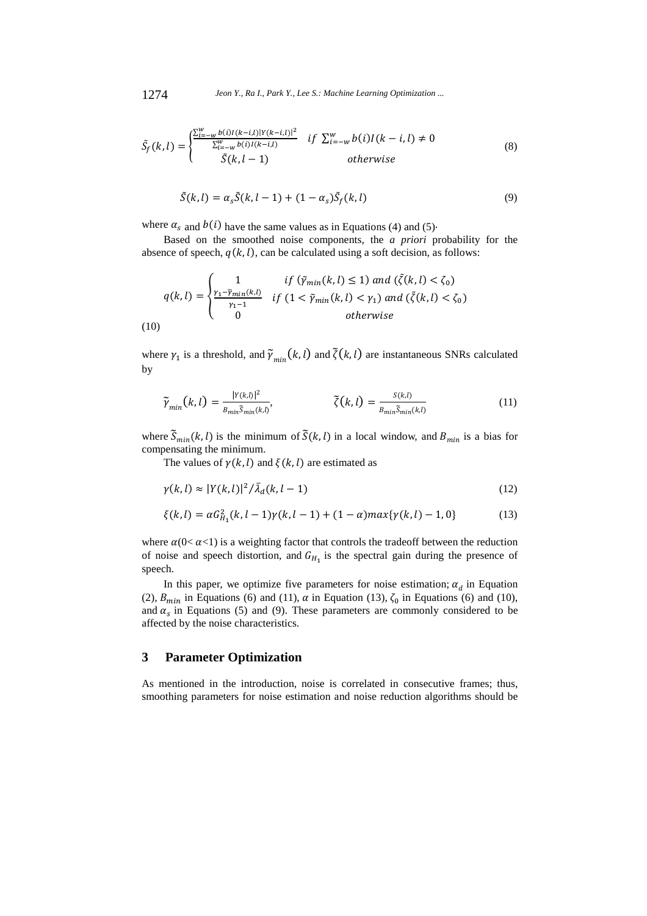$$\tilde{S}_f(k,l) = \begin{cases} \frac{\sum_{i=-w}^{w} b(i) I(k-i,l) |Y(k-i,l)|^2}{\sum_{i=-w}^{w} b(i) I(k-i,l)} & if\ \sum_{i=-w}^{w} b(i) I(k-i,l) \neq 0 \\ \tilde{S}(k,l-1) & otherwise \end{cases} \tag{8}$$

$$\tilde{S}(k,l) = \alpha_s \tilde{S}(k,l-1) + (1-\alpha_s)\tilde{S}_f(k,l) \tag{9}$$

where $\alpha_s$ and $b(i)$ have the same values as in Equations (4) and (5)·

Based on the smoothed noise components, the *a priori* probability for the absence of speech, $q(k,l)$, can be calculated using a soft decision, as follows:

$$q(k,l) = \begin{cases} 1 & if\ (\tilde{\gamma}_{min}(k,l) \leq 1)\ and\ (\tilde{\zeta}(k,l) < \zeta_0) \\ \frac{\gamma_1 - \tilde{\gamma}_{min}(k,l)}{\gamma_1 - 1} & if\ (1 < \tilde{\gamma}_{min}(k,l) < \gamma_1)\ and\ (\tilde{\zeta}(k,l) < \zeta_0) \\ 0 & otherwise \end{cases} \tag{10}$$

where $\gamma_1$ is a threshold, and $\tilde{\gamma}_{min}(k,l)$ and $\tilde{\zeta}(k,l)$ are instantaneous SNRs calculated by

$$\tilde{\gamma}_{min}(k,l) = \frac{|Y(k,l)|^2}{B_{min}\tilde{S}_{min}(k,l)}, \qquad \tilde{\zeta}(k,l) = \frac{S(k,l)}{B_{min}\tilde{S}_{min}(k,l)} \tag{11}$$

where $\tilde{S}_{min}(k,l)$ is the minimum of $\tilde{S}(k,l)$ in a local window, and $B_{min}$ is a bias for compensating the minimum.

The values of $\gamma(k,l)$ and $\xi(k,l)$ are estimated as

$$\gamma(k,l) \approx |Y(k,l)|^2 / \bar{\lambda}_d(k,l-1) \tag{12}$$

$$\xi(k,l) = \alpha G_{H_1}^2(k,l-1)\gamma(k,l-1) + (1-\alpha) max\{\gamma(k,l) - 1, 0\} \tag{13}$$

where $\alpha(0<\alpha<1)$ is a weighting factor that controls the tradeoff between the reduction of noise and speech distortion, and $G_{H_1}$ is the spectral gain during the presence of speech.

In this paper, we optimize five parameters for noise estimation; $\alpha_d$ in Equation (2), $B_{min}$ in Equations (6) and (11), $\alpha$ in Equation (13), $\zeta_0$ in Equations (6) and (10), and $\alpha_s$ in Equations (5) and (9). These parameters are commonly considered to be affected by the noise characteristics.

## 3 Parameter Optimization

As mentioned in the introduction, noise is correlated in consecutive frames; thus, smoothing parameters for noise estimation and noise reduction algorithms should be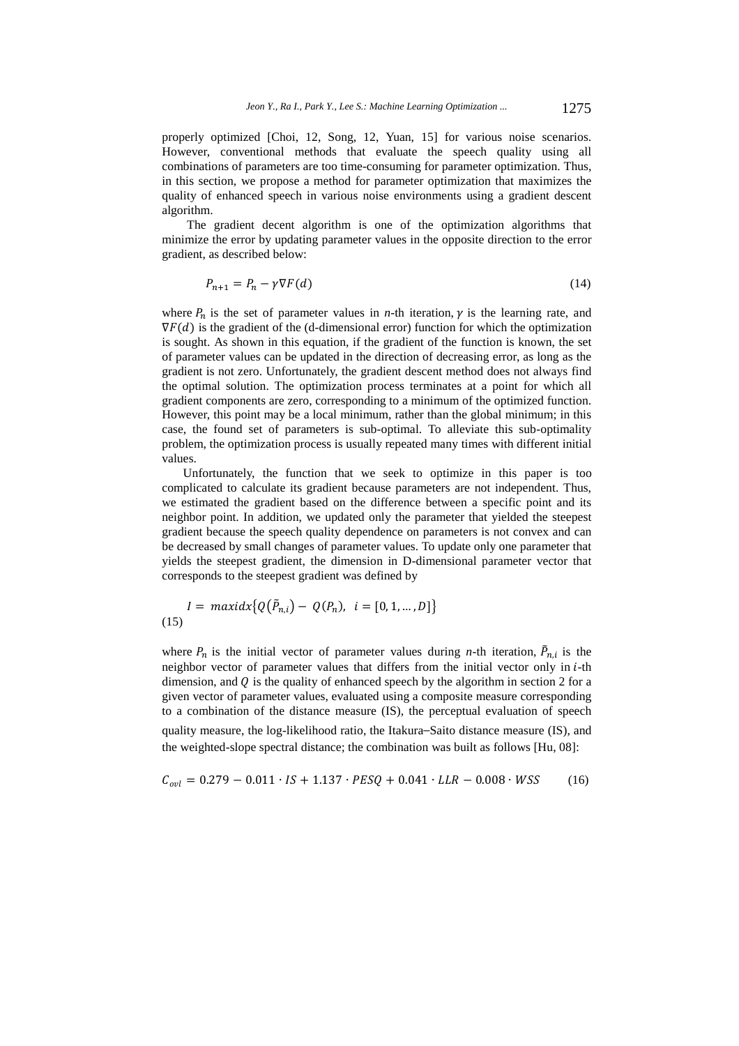properly optimized [Choi, 12, Song, 12, Yuan, 15] for various noise scenarios. However, conventional methods that evaluate the speech quality using all combinations of parameters are too time-consuming for parameter optimization. Thus, in this section, we propose a method for parameter optimization that maximizes the quality of enhanced speech in various noise environments using a gradient descent algorithm.

The gradient decent algorithm is one of the optimization algorithms that minimize the error by updating parameter values in the opposite direction to the error gradient, as described below:

$$P_{n+1} = P_n - \gamma \nabla F(d) \tag{14}$$

where $P_n$ is the set of parameter values in *n*-th iteration, $\gamma$ is the learning rate, and $\nabla F(d)$ is the gradient of the (d-dimensional error) function for which the optimization is sought. As shown in this equation, if the gradient of the function is known, the set of parameter values can be updated in the direction of decreasing error, as long as the gradient is not zero. Unfortunately, the gradient descent method does not always find the optimal solution. The optimization process terminates at a point for which all gradient components are zero, corresponding to a minimum of the optimized function. However, this point may be a local minimum, rather than the global minimum; in this case, the found set of parameters is sub-optimal. To alleviate this sub-optimality problem, the optimization process is usually repeated many times with different initial values.

Unfortunately, the function that we seek to optimize in this paper is too complicated to calculate its gradient because parameters are not independent. Thus, we estimated the gradient based on the difference between a specific point and its neighbor point. In addition, we updated only the parameter that yielded the steepest gradient because the speech quality dependence on parameters is not convex and can be decreased by small changes of parameter values. To update only one parameter that yields the steepest gradient, the dimension in D-dimensional parameter vector that corresponds to the steepest gradient was defined by

$$I = maxidx\left\{Q\left(\tilde{P}_{n,i}\right) - Q(P_n), \ \ i = [0, 1, \dots, D]\right\} \tag{15}$$

where $P_n$ is the initial vector of parameter values during *n*-th iteration, $\tilde{P}_{n,i}$ is the neighbor vector of parameter values that differs from the initial vector only in $i$-th dimension, and $Q$ is the quality of enhanced speech by the algorithm in section 2 for a given vector of parameter values, evaluated using a composite measure corresponding to a combination of the distance measure (IS), the perceptual evaluation of speech quality measure, the log-likelihood ratio, the Itakura–Saito distance measure (IS), and the weighted-slope spectral distance; the combination was built as follows [Hu, 08]:

$$C_{ovl} = 0.279 - 0.011 \cdot IS + 1.137 \cdot PESQ + 0.041 \cdot LLR - 0.008 \cdot WSS \tag{16}$$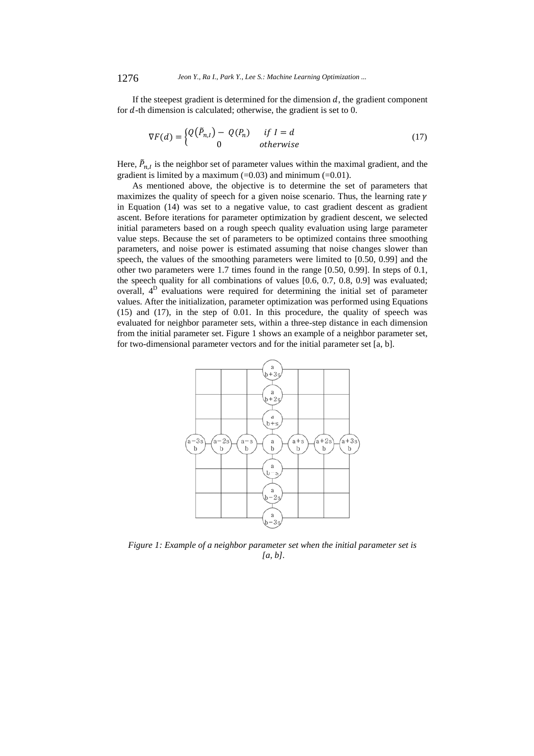If the steepest gradient is determined for the dimension $d$, the gradient component for $d$-th dimension is calculated; otherwise, the gradient is set to 0.

$$\nabla F(d) = \begin{cases} Q(\tilde{P}_{n,I}) - Q(P_n) & if\ I = d \\ 0 & otherwise \end{cases} \tag{17}$$

Here, $\tilde{P}_{n,I}$ is the neighbor set of parameter values within the maximal gradient, and the gradient is limited by a maximum (=0.03) and minimum (=0.01).

As mentioned above, the objective is to determine the set of parameters that maximizes the quality of speech for a given noise scenario. Thus, the learning rate $\gamma$ in Equation (14) was set to a negative value, to cast gradient descent as gradient ascent. Before iterations for parameter optimization by gradient descent, we selected initial parameters based on a rough speech quality evaluation using large parameter value steps. Because the set of parameters to be optimized contains three smoothing parameters, and noise power is estimated assuming that noise changes slower than speech, the values of the smoothing parameters were limited to [0.50, 0.99] and the other two parameters were 1.7 times found in the range [0.50, 0.99]. In steps of 0.1, the speech quality for all combinations of values [0.6, 0.7, 0.8, 0.9] was evaluated; overall, $4^D$ evaluations were required for determining the initial set of parameter values. After the initialization, parameter optimization was performed using Equations (15) and (17), in the step of 0.01. In this procedure, the quality of speech was evaluated for neighbor parameter sets, within a three-step distance in each dimension from the initial parameter set. Figure 1 shows an example of a neighbor parameter set, for two-dimensional parameter vectors and for the initial parameter set [a, b].

*Figure 1: Example of a neighbor parameter set when the initial parameter set is [a, b].*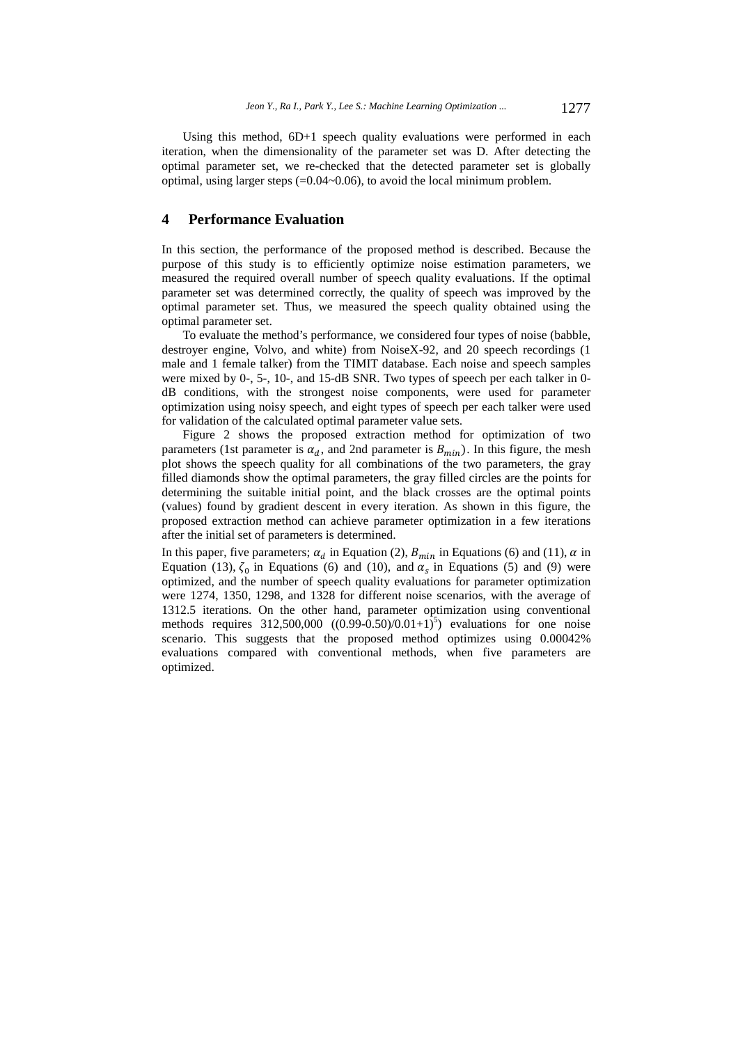Using this method, 6D+1 speech quality evaluations were performed in each iteration, when the dimensionality of the parameter set was D. After detecting the optimal parameter set, we re-checked that the detected parameter set is globally optimal, using larger steps (=0.04~0.06), to avoid the local minimum problem.

## 4 Performance Evaluation

In this section, the performance of the proposed method is described. Because the purpose of this study is to efficiently optimize noise estimation parameters, we measured the required overall number of speech quality evaluations. If the optimal parameter set was determined correctly, the quality of speech was improved by the optimal parameter set. Thus, we measured the speech quality obtained using the optimal parameter set.

To evaluate the method's performance, we considered four types of noise (babble, destroyer engine, Volvo, and white) from NoiseX-92, and 20 speech recordings (1 male and 1 female talker) from the TIMIT database. Each noise and speech samples were mixed by 0-, 5-, 10-, and 15-dB SNR. Two types of speech per each talker in 0-dB conditions, with the strongest noise components, were used for parameter optimization using noisy speech, and eight types of speech per each talker were used for validation of the calculated optimal parameter value sets.

Figure 2 shows the proposed extraction method for optimization of two parameters (1st parameter is $\alpha_d$, and 2nd parameter is $B_{min}$). In this figure, the mesh plot shows the speech quality for all combinations of the two parameters, the gray filled diamonds show the optimal parameters, the gray filled circles are the points for determining the suitable initial point, and the black crosses are the optimal points (values) found by gradient descent in every iteration. As shown in this figure, the proposed extraction method can achieve parameter optimization in a few iterations after the initial set of parameters is determined.

In this paper, five parameters; $\alpha_d$ in Equation (2), $B_{min}$ in Equations (6) and (11), $\alpha$ in Equation (13), $\zeta_0$ in Equations (6) and (10), and $\alpha_s$ in Equations (5) and (9) were optimized, and the number of speech quality evaluations for parameter optimization were 1274, 1350, 1298, and 1328 for different noise scenarios, with the average of 1312.5 iterations. On the other hand, parameter optimization using conventional methods requires 312,500,000 ($((0.99\text{-}0.50)/0.01+1)^5$) evaluations for one noise scenario. This suggests that the proposed method optimizes using 0.00042% evaluations compared with conventional methods, when five parameters are optimized.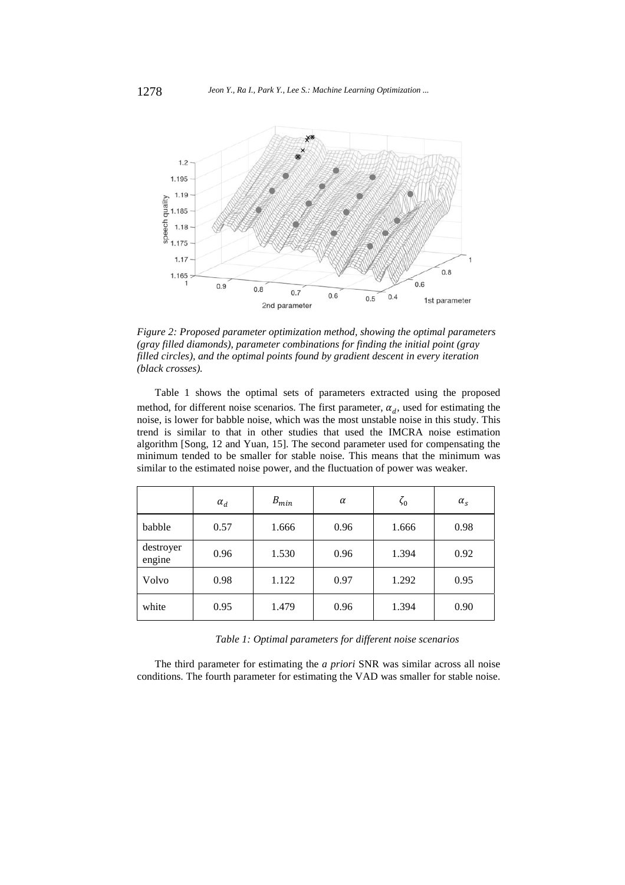*Figure 2: Proposed parameter optimization method, showing the optimal parameters (gray filled diamonds), parameter combinations for finding the initial point (gray filled circles), and the optimal points found by gradient descent in every iteration (black crosses).*

Table 1 shows the optimal sets of parameters extracted using the proposed method, for different noise scenarios. The first parameter, $\alpha_d$, used for estimating the noise, is lower for babble noise, which was the most unstable noise in this study. This trend is similar to that in other studies that used the IMCRA noise estimation algorithm [Song, 12 and Yuan, 15]. The second parameter used for compensating the minimum tended to be smaller for stable noise. This means that the minimum was similar to the estimated noise power, and the fluctuation of power was weaker.

| | $\alpha_d$ | $B_{min}$ | $\alpha$ | $\zeta_0$ | $\alpha_s$ |
|---|---|---|---|---|---|
| babble | 0.57 | 1.666 | 0.96 | 1.666 | 0.98 |
| destroyer engine | 0.96 | 1.530 | 0.96 | 1.394 | 0.92 |
| Volvo | 0.98 | 1.122 | 0.97 | 1.292 | 0.95 |
| white | 0.95 | 1.479 | 0.96 | 1.394 | 0.90 |

*Table 1: Optimal parameters for different noise scenarios*

The third parameter for estimating the *a priori* SNR was similar across all noise conditions. The fourth parameter for estimating the VAD was smaller for stable noise.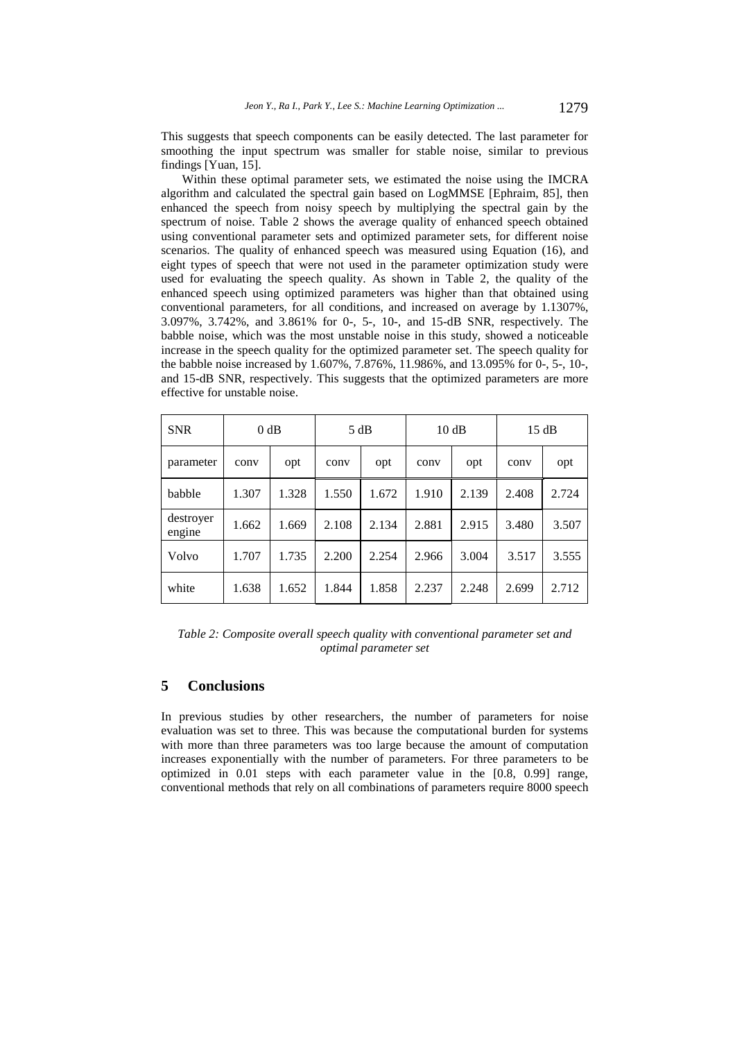This suggests that speech components can be easily detected. The last parameter for smoothing the input spectrum was smaller for stable noise, similar to previous findings [Yuan, 15].

Within these optimal parameter sets, we estimated the noise using the IMCRA algorithm and calculated the spectral gain based on LogMMSE [Ephraim, 85], then enhanced the speech from noisy speech by multiplying the spectral gain by the spectrum of noise. Table 2 shows the average quality of enhanced speech obtained using conventional parameter sets and optimized parameter sets, for different noise scenarios. The quality of enhanced speech was measured using Equation (16), and eight types of speech that were not used in the parameter optimization study were used for evaluating the speech quality. As shown in Table 2, the quality of the enhanced speech using optimized parameters was higher than that obtained using conventional parameters, for all conditions, and increased on average by 1.1307%, 3.097%, 3.742%, and 3.861% for 0-, 5-, 10-, and 15-dB SNR, respectively. The babble noise, which was the most unstable noise in this study, showed a noticeable increase in the speech quality for the optimized parameter set. The speech quality for the babble noise increased by 1.607%, 7.876%, 11.986%, and 13.095% for 0-, 5-, 10-, and 15-dB SNR, respectively. This suggests that the optimized parameters are more effective for unstable noise.

| SNR | 0 dB | | 5 dB | | 10 dB | | 15 dB | |
|---|---|---|---|---|---|---|---|---|
| parameter | conv | opt | conv | opt | conv | opt | conv | opt |
| babble | 1.307 | 1.328 | 1.550 | 1.672 | 1.910 | 2.139 | 2.408 | 2.724 |
| destroyer engine | 1.662 | 1.669 | 2.108 | 2.134 | 2.881 | 2.915 | 3.480 | 3.507 |
| Volvo | 1.707 | 1.735 | 2.200 | 2.254 | 2.966 | 3.004 | 3.517 | 3.555 |
| white | 1.638 | 1.652 | 1.844 | 1.858 | 2.237 | 2.248 | 2.699 | 2.712 |

*Table 2: Composite overall speech quality with conventional parameter set and optimal parameter set*

## 5 Conclusions

In previous studies by other researchers, the number of parameters for noise evaluation was set to three. This was because the computational burden for systems with more than three parameters was too large because the amount of computation increases exponentially with the number of parameters. For three parameters to be optimized in 0.01 steps with each parameter value in the [0.8, 0.99] range, conventional methods that rely on all combinations of parameters require 8000 speech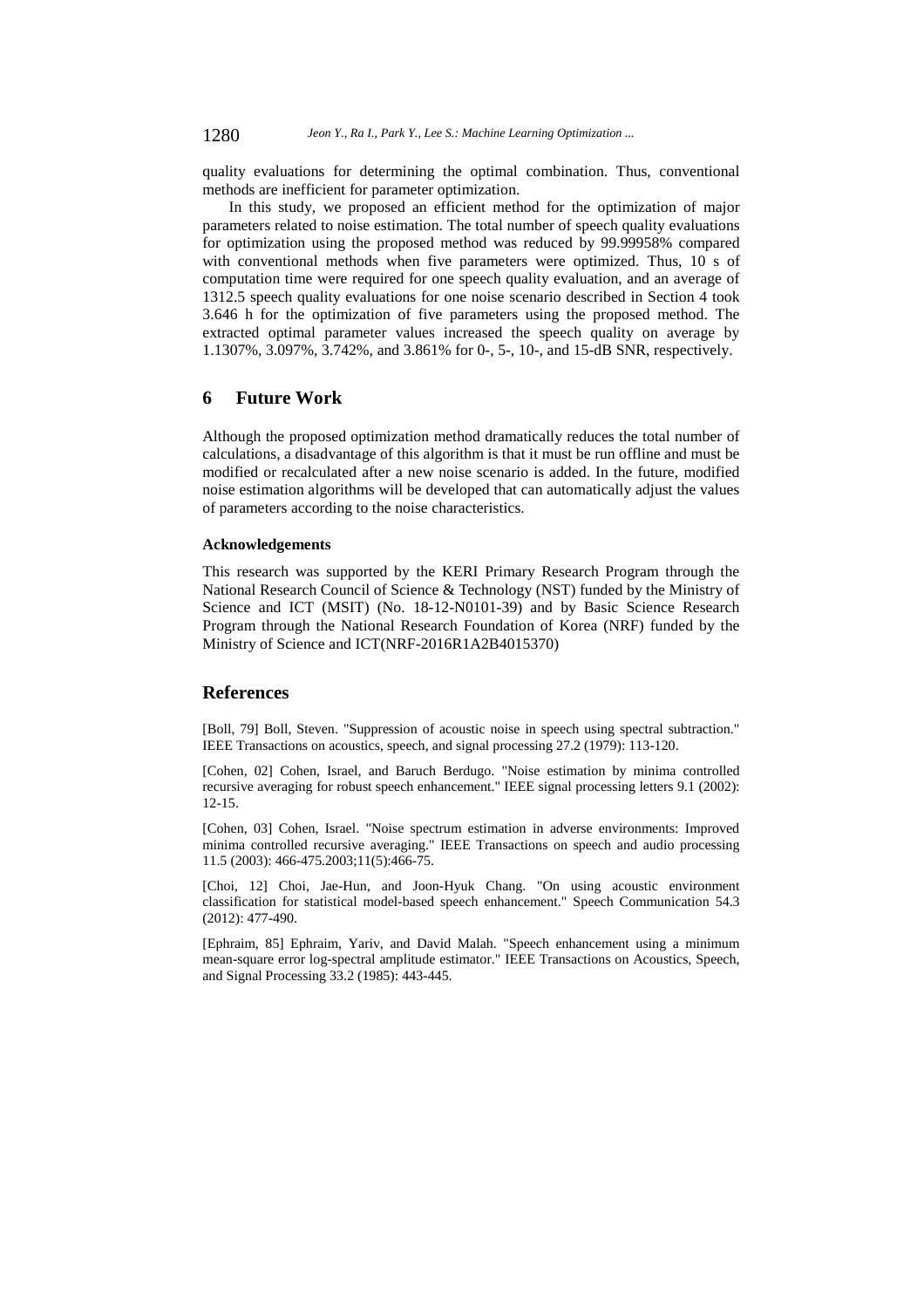quality evaluations for determining the optimal combination. Thus, conventional methods are inefficient for parameter optimization.

In this study, we proposed an efficient method for the optimization of major parameters related to noise estimation. The total number of speech quality evaluations for optimization using the proposed method was reduced by 99.99958% compared with conventional methods when five parameters were optimized. Thus, 10 s of computation time were required for one speech quality evaluation, and an average of 1312.5 speech quality evaluations for one noise scenario described in Section 4 took 3.646 h for the optimization of five parameters using the proposed method. The extracted optimal parameter values increased the speech quality on average by 1.1307%, 3.097%, 3.742%, and 3.861% for 0-, 5-, 10-, and 15-dB SNR, respectively.

## 6 Future Work

Although the proposed optimization method dramatically reduces the total number of calculations, a disadvantage of this algorithm is that it must be run offline and must be modified or recalculated after a new noise scenario is added. In the future, modified noise estimation algorithms will be developed that can automatically adjust the values of parameters according to the noise characteristics.

#### Acknowledgements

This research was supported by the KERI Primary Research Program through the National Research Council of Science & Technology (NST) funded by the Ministry of Science and ICT (MSIT) (No. 18-12-N0101-39) and by Basic Science Research Program through the National Research Foundation of Korea (NRF) funded by the Ministry of Science and ICT(NRF-2016R1A2B4015370)

## References

[Boll, 79] Boll, Steven. "Suppression of acoustic noise in speech using spectral subtraction." IEEE Transactions on acoustics, speech, and signal processing 27.2 (1979): 113-120.

[Cohen, 02] Cohen, Israel, and Baruch Berdugo. "Noise estimation by minima controlled recursive averaging for robust speech enhancement." IEEE signal processing letters 9.1 (2002): 12-15.

[Cohen, 03] Cohen, Israel. "Noise spectrum estimation in adverse environments: Improved minima controlled recursive averaging." IEEE Transactions on speech and audio processing 11.5 (2003): 466-475.2003;11(5):466-75.

[Choi, 12] Choi, Jae-Hun, and Joon-Hyuk Chang. "On using acoustic environment classification for statistical model-based speech enhancement." Speech Communication 54.3 (2012): 477-490.

[Ephraim, 85] Ephraim, Yariv, and David Malah. "Speech enhancement using a minimum mean-square error log-spectral amplitude estimator." IEEE Transactions on Acoustics, Speech, and Signal Processing 33.2 (1985): 443-445.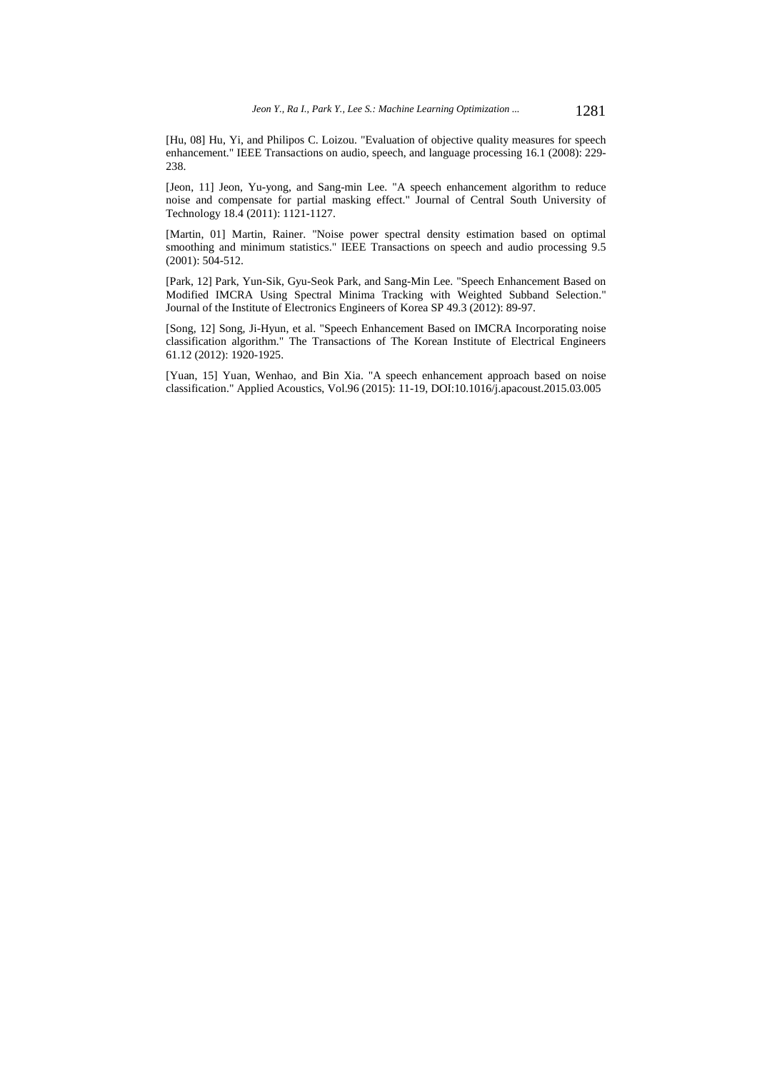[Hu, 08] Hu, Yi, and Philipos C. Loizou. "Evaluation of objective quality measures for speech enhancement." IEEE Transactions on audio, speech, and language processing 16.1 (2008): 229-238.

[Jeon, 11] Jeon, Yu-yong, and Sang-min Lee. "A speech enhancement algorithm to reduce noise and compensate for partial masking effect." Journal of Central South University of Technology 18.4 (2011): 1121-1127.

[Martin, 01] Martin, Rainer. "Noise power spectral density estimation based on optimal smoothing and minimum statistics." IEEE Transactions on speech and audio processing 9.5 (2001): 504-512.

[Park, 12] Park, Yun-Sik, Gyu-Seok Park, and Sang-Min Lee. "Speech Enhancement Based on Modified IMCRA Using Spectral Minima Tracking with Weighted Subband Selection." Journal of the Institute of Electronics Engineers of Korea SP 49.3 (2012): 89-97.

[Song, 12] Song, Ji-Hyun, et al. "Speech Enhancement Based on IMCRA Incorporating noise classification algorithm." The Transactions of The Korean Institute of Electrical Engineers 61.12 (2012): 1920-1925.

[Yuan, 15] Yuan, Wenhao, and Bin Xia. "A speech enhancement approach based on noise classification." Applied Acoustics, Vol.96 (2015): 11-19, DOI:10.1016/j.apacoust.2015.03.005